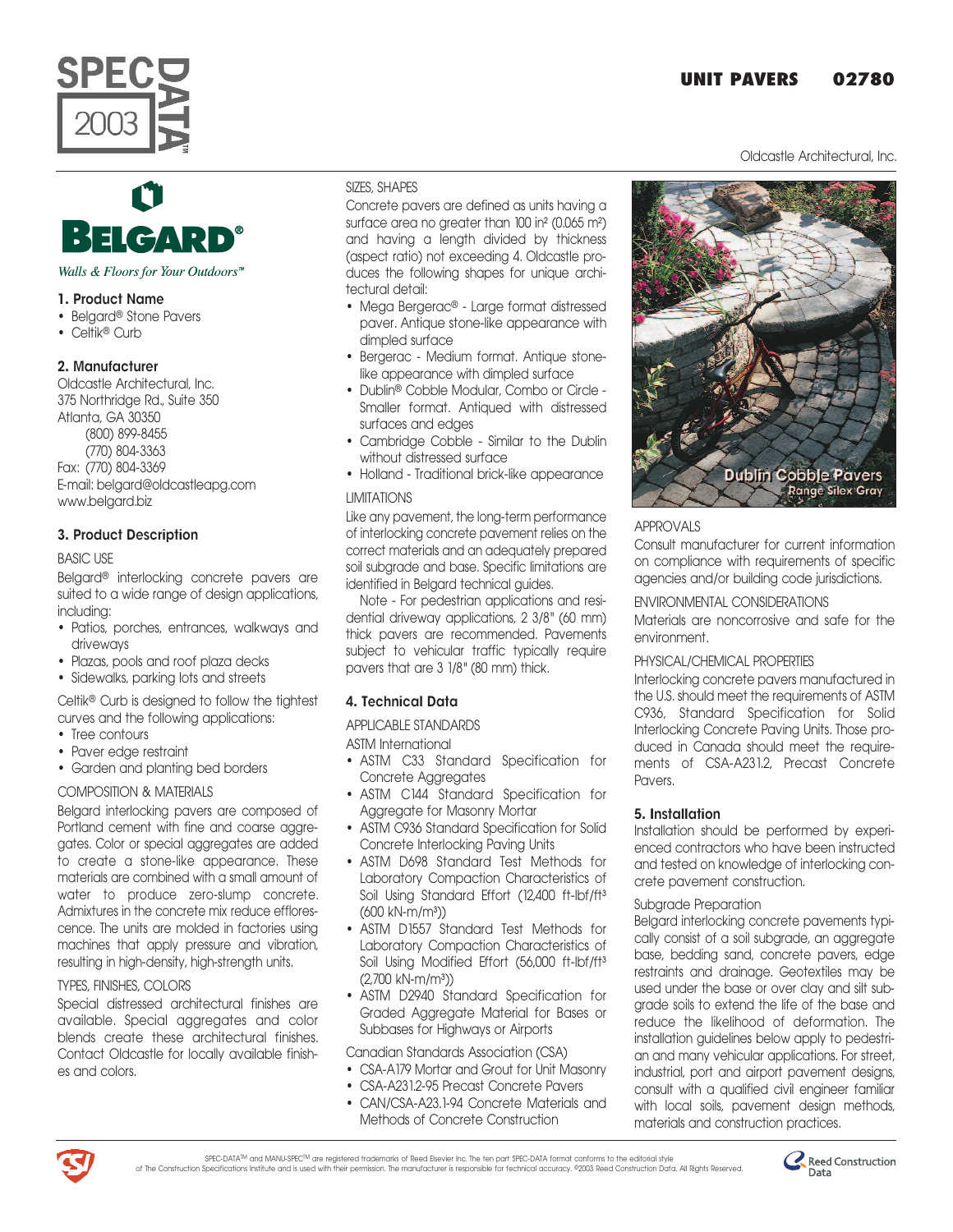# UNIT PAVERS 02780

Oldcastle Architectural, Inc.

BELGARD®

*Walls & Floors for Your Outdoors™*

## 1. Product Name

- Belgard® Stone Pavers
- Celtik® Curb

## 2. Manufacturer

Oldcastle Architectural, Inc.
375 Northridge Rd., Suite 350
Atlanta, GA 30350
(800) 899-8455
(770) 804-3363
Fax: (770) 804-3369
E-mail: belgard@oldcastleapg.com
www.belgard.biz

## 3. Product Description

### BASIC USE

Belgard® interlocking concrete pavers are suited to a wide range of design applications, including:

- Patios, porches, entrances, walkways and driveways
- Plazas, pools and roof plaza decks
- Sidewalks, parking lots and streets

Celtik® Curb is designed to follow the tightest curves and the following applications:

- Tree contours
- Paver edge restraint
- Garden and planting bed borders

### COMPOSITION & MATERIALS

Belgard interlocking pavers are composed of Portland cement with fine and coarse aggregates. Color or special aggregates are added to create a stone-like appearance. These materials are combined with a small amount of water to produce zero-slump concrete. Admixtures in the concrete mix reduce efflorescence. The units are molded in factories using machines that apply pressure and vibration, resulting in high-density, high-strength units.

### TYPES, FINISHES, COLORS

Special distressed architectural finishes are available. Special aggregates and color blends create these architectural finishes. Contact Oldcastle for locally available finishes and colors.

### SIZES, SHAPES

Concrete pavers are defined as units having a surface area no greater than 100 in² (0.065 m²) and having a length divided by thickness (aspect ratio) not exceeding 4. Oldcastle produces the following shapes for unique architectural detail:

- Mega Bergerac® - Large format distressed paver. Antique stone-like appearance with dimpled surface
- Bergerac - Medium format. Antique stone-like appearance with dimpled surface
- Dublin® Cobble Modular, Combo or Circle - Smaller format. Antiqued with distressed surfaces and edges
- Cambridge Cobble - Similar to the Dublin without distressed surface
- Holland - Traditional brick-like appearance

### LIMITATIONS

Like any pavement, the long-term performance of interlocking concrete pavement relies on the correct materials and an adequately prepared soil subgrade and base. Specific limitations are identified in Belgard technical guides.

Note - For pedestrian applications and residential driveway applications, 2 3/8" (60 mm) thick pavers are recommended. Pavements subject to vehicular traffic typically require pavers that are 3 1/8" (80 mm) thick.

## 4. Technical Data

### APPLICABLE STANDARDS

ASTM International

- ASTM C33 Standard Specification for Concrete Aggregates
- ASTM C144 Standard Specification for Aggregate for Masonry Mortar
- ASTM C936 Standard Specification for Solid Concrete Interlocking Paving Units
- ASTM D698 Standard Test Methods for Laboratory Compaction Characteristics of Soil Using Standard Effort (12,400 ft-lbf/ft³ (600 kN-m/m³))
- ASTM D1557 Standard Test Methods for Laboratory Compaction Characteristics of Soil Using Modified Effort (56,000 ft-lbf/ft³ (2,700 kN-m/m³))
- ASTM D2940 Standard Specification for Graded Aggregate Material for Bases or Subbases for Highways or Airports

Canadian Standards Association (CSA)

- CSA-A179 Mortar and Grout for Unit Masonry
- CSA-A231.2-95 Precast Concrete Pavers
- CAN/CSA-A23.1-94 Concrete Materials and Methods of Concrete Construction

Dublin Cobble Pavers
Range Silex Gray

### APPROVALS

Consult manufacturer for current information on compliance with requirements of specific agencies and/or building code jurisdictions.

### ENVIRONMENTAL CONSIDERATIONS

Materials are noncorrosive and safe for the environment.

### PHYSICAL/CHEMICAL PROPERTIES

Interlocking concrete pavers manufactured in the U.S. should meet the requirements of ASTM C936, Standard Specification for Solid Interlocking Concrete Paving Units. Those produced in Canada should meet the requirements of CSA-A231.2, Precast Concrete Pavers.

## 5. Installation

Installation should be performed by experienced contractors who have been instructed and tested on knowledge of interlocking concrete pavement construction.

### Subgrade Preparation

Belgard interlocking concrete pavements typically consist of a soil subgrade, an aggregate base, bedding sand, concrete pavers, edge restraints and drainage. Geotextiles may be used under the base or over clay and silt subgrade soils to extend the life of the base and reduce the likelihood of deformation. The installation guidelines below apply to pedestrian and many vehicular applications. For street, industrial, port and airport pavement designs, consult with a qualified civil engineer familiar with local soils, pavement design methods, materials and construction practices.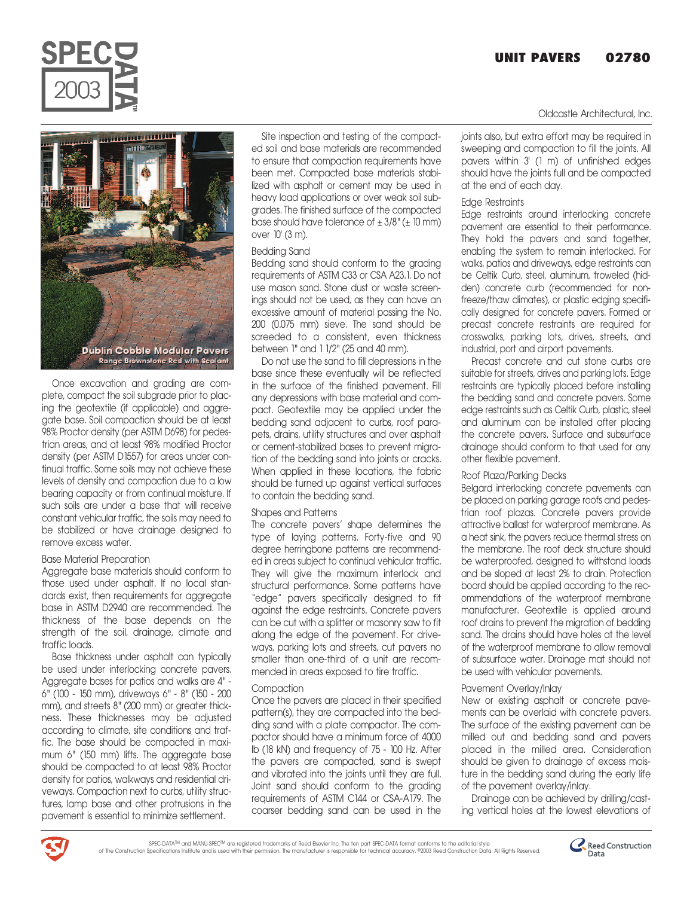Dublin Cobble Modular Pavers
Range Brownstone Red with Sealant

Once excavation and grading are complete, compact the soil subgrade prior to placing the geotextile (if applicable) and aggregate base. Soil compaction should be at least 98% Proctor density (per ASTM D698) for pedestrian areas, and at least 98% modified Proctor density (per ASTM D1557) for areas under continual traffic. Some soils may not achieve these levels of density and compaction due to a low bearing capacity or from continual moisture. If such soils are under a base that will receive constant vehicular traffic, the soils may need to be stabilized or have drainage designed to remove excess water.

### Base Material Preparation

Aggregate base materials should conform to those used under asphalt. If no local standards exist, then requirements for aggregate base in ASTM D2940 are recommended. The thickness of the base depends on the strength of the soil, drainage, climate and traffic loads.

Base thickness under asphalt can typically be used under interlocking concrete pavers. Aggregate bases for patios and walks are 4" - 6" (100 - 150 mm), driveways 6" - 8" (150 - 200 mm), and streets 8" (200 mm) or greater thickness. These thicknesses may be adjusted according to climate, site conditions and traffic. The base should be compacted in maximum 6" (150 mm) lifts. The aggregate base should be compacted to at least 98% Proctor density for patios, walkways and residential driveways. Compaction next to curbs, utility structures, lamp base and other protrusions in the pavement is essential to minimize settlement.

Site inspection and testing of the compacted soil and base materials are recommended to ensure that compaction requirements have been met. Compacted base materials stabilized with asphalt or cement may be used in heavy load applications or over weak soil subgrades. The finished surface of the compacted base should have tolerance of ± 3/8" (± 10 mm) over 10' (3 m).

### Bedding Sand

Bedding sand should conform to the grading requirements of ASTM C33 or CSA A23.1. Do not use mason sand. Stone dust or waste screenings should not be used, as they can have an excessive amount of material passing the No. 200 (0.075 mm) sieve. The sand should be screeded to a consistent, even thickness between 1" and 1 1/2" (25 and 40 mm).

Do not use the sand to fill depressions in the base since these eventually will be reflected in the surface of the finished pavement. Fill any depressions with base material and compact. Geotextile may be applied under the bedding sand adjacent to curbs, roof parapets, drains, utility structures and over asphalt or cement-stabilized bases to prevent migration of the bedding sand into joints or cracks. When applied in these locations, the fabric should be turned up against vertical surfaces to contain the bedding sand.

### Shapes and Patterns

The concrete pavers' shape determines the type of laying patterns. Forty-five and 90 degree herringbone patterns are recommended in areas subject to continual vehicular traffic. They will give the maximum interlock and structural performance. Some patterns have "edge" pavers specifically designed to fit against the edge restraints. Concrete pavers can be cut with a splitter or masonry saw to fit along the edge of the pavement. For driveways, parking lots and streets, cut pavers no smaller than one-third of a unit are recommended in areas exposed to tire traffic.

### Compaction

Once the pavers are placed in their specified pattern(s), they are compacted into the bedding sand with a plate compactor. The compactor should have a minimum force of 4000 lb (18 kN) and frequency of 75 - 100 Hz. After the pavers are compacted, sand is swept and vibrated into the joints until they are full. Joint sand should conform to the grading requirements of ASTM C144 or CSA-A179. The coarser bedding sand can be used in the joints also, but extra effort may be required in sweeping and compaction to fill the joints. All pavers within 3' (1 m) of unfinished edges should have the joints full and be compacted at the end of each day.

### Edge Restraints

Edge restraints around interlocking concrete pavement are essential to their performance. They hold the pavers and sand together, enabling the system to remain interlocked. For walks, patios and driveways, edge restraints can be Celtik Curb, steel, aluminum, troweled (hidden) concrete curb (recommended for non-freeze/thaw climates), or plastic edging specifically designed for concrete pavers. Formed or precast concrete restraints are required for crosswalks, parking lots, drives, streets, and industrial, port and airport pavements.

Precast concrete and cut stone curbs are suitable for streets, drives and parking lots. Edge restraints are typically placed before installing the bedding sand and concrete pavers. Some edge restraints such as Celtik Curb, plastic, steel and aluminum can be installed after placing the concrete pavers. Surface and subsurface drainage should conform to that used for any other flexible pavement.

### Roof Plaza/Parking Decks

Belgard interlocking concrete pavements can be placed on parking garage roofs and pedestrian roof plazas. Concrete pavers provide attractive ballast for waterproof membrane. As a heat sink, the pavers reduce thermal stress on the membrane. The roof deck structure should be waterproofed, designed to withstand loads and be sloped at least 2% to drain. Protection board should be applied according to the recommendations of the waterproof membrane manufacturer. Geotextile is applied around roof drains to prevent the migration of bedding sand. The drains should have holes at the level of the waterproof membrane to allow removal of subsurface water. Drainage mat should not be used with vehicular pavements.

### Pavement Overlay/Inlay

New or existing asphalt or concrete pavements can be overlaid with concrete pavers. The surface of the existing pavement can be milled out and bedding sand and pavers placed in the milled area. Consideration should be given to drainage of excess moisture in the bedding sand during the early life of the pavement overlay/inlay.

Drainage can be achieved by drilling/casting vertical holes at the lowest elevations of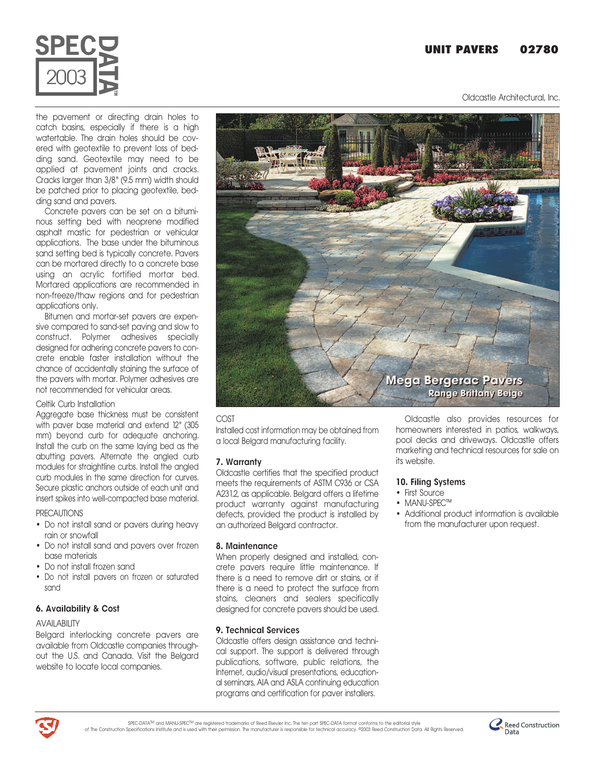the pavement or directing drain holes to catch basins, especially if there is a high watertable. The drain holes should be covered with geotextile to prevent loss of bedding sand. Geotextile may need to be applied at pavement joints and cracks. Cracks larger than 3/8" (9.5 mm) width should be patched prior to placing geotextile, bedding sand and pavers.

Concrete pavers can be set on a bituminous setting bed with neoprene modified asphalt mastic for pedestrian or vehicular applications. The base under the bituminous sand setting bed is typically concrete. Pavers can be mortared directly to a concrete base using an acrylic fortified mortar bed. Mortared applications are recommended in non-freeze/thaw regions and for pedestrian applications only.

Bitumen and mortar-set pavers are expensive compared to sand-set paving and slow to construct. Polymer adhesives specially designed for adhering concrete pavers to concrete enable faster installation without the chance of accidentally staining the surface of the pavers with mortar. Polymer adhesives are not recommended for vehicular areas.

Celtik Curb Installation

Aggregate base thickness must be consistent with paver base material and extend 12" (305 mm) beyond curb for adequate anchoring. Install the curb on the same laying bed as the abutting pavers. Alternate the angled curb modules for straightline curbs. Install the angled curb modules in the same direction for curves. Secure plastic anchors outside of each unit and insert spikes into well-compacted base material.

PRECAUTIONS

- Do not install sand or pavers during heavy rain or snowfall
- Do not install sand and pavers over frozen base materials
- Do not install frozen sand
- Do not install pavers on frozen or saturated sand

### 6. Availability & Cost

AVAILABILITY

Belgard interlocking concrete pavers are available from Oldcastle companies throughout the U.S. and Canada. Visit the Belgard website to locate local companies.

Mega Bergerac Pavers
Range Brittany Beige

COST

Installed cost information may be obtained from a local Belgard manufacturing facility.

### 7. Warranty

Oldcastle certifies that the specified product meets the requirements of ASTM C936 or CSA A231.2, as applicable. Belgard offers a lifetime product warranty against manufacturing defects, provided the product is installed by an authorized Belgard contractor.

### 8. Maintenance

When properly designed and installed, concrete pavers require little maintenance. If there is a need to remove dirt or stains, or if there is a need to protect the surface from stains, cleaners and sealers specifically designed for concrete pavers should be used.

### 9. Technical Services

Oldcastle offers design assistance and technical support. The support is delivered through publications, software, public relations, the Internet, audio/visual presentations, educational seminars, AIA and ASLA continuing education programs and certification for paver installers.

Oldcastle also provides resources for homeowners interested in patios, walkways, pool decks and driveways. Oldcastle offers marketing and technical resources for sale on its website.

### 10. Filing Systems

- First Source
- MANU-SPEC™
- Additional product information is available from the manufacturer upon request.